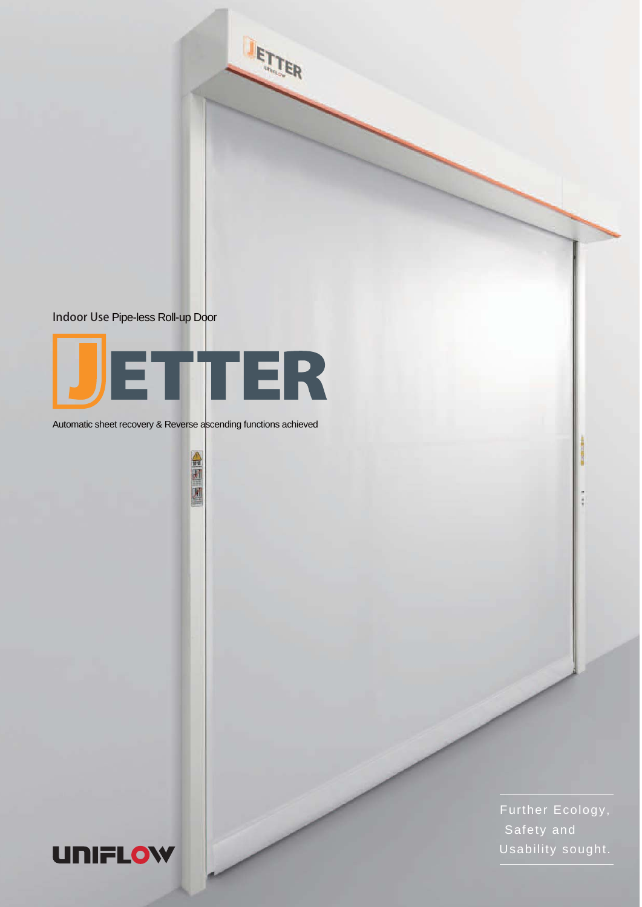Indoor Use Pipe-less Roll-up Door

# JETTER

Automatic sheet recovery & Reverse ascending functions achieved

Further Ecology,
Safety and
Usability sought.

UNIFLOW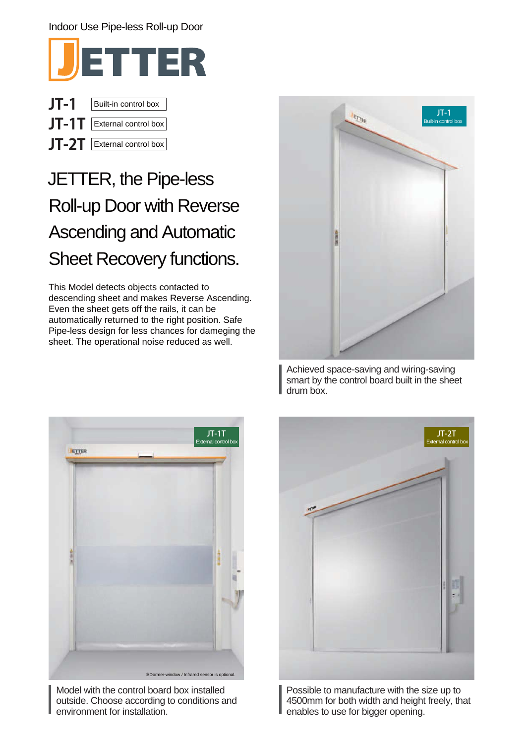Indoor Use Pipe-less Roll-up Door

# JETTER

**JT-1** Built-in control box
**JT-1T** External control box
**JT-2T** External control box

## JETTER, the Pipe-less Roll-up Door with Reverse Ascending and Automatic Sheet Recovery functions.

This Model detects objects contacted to descending sheet and makes Reverse Ascending. Even the sheet gets off the rails, it can be automatically returned to the right position. Safe Pipe-less design for less chances for dameging the sheet. The operational noise reduced as well.

JT-1
Built-in control box

Achieved space-saving and wiring-saving smart by the control board built in the sheet drum box.

JT-1T
External control box

※Dormer-window / Infrared sensor is optional.

Model with the control board box installed outside. Choose according to conditions and environment for installation.

JT-2T
External control box

Possible to manufacture with the size up to 4500mm for both width and height freely, that enables to use for bigger opening.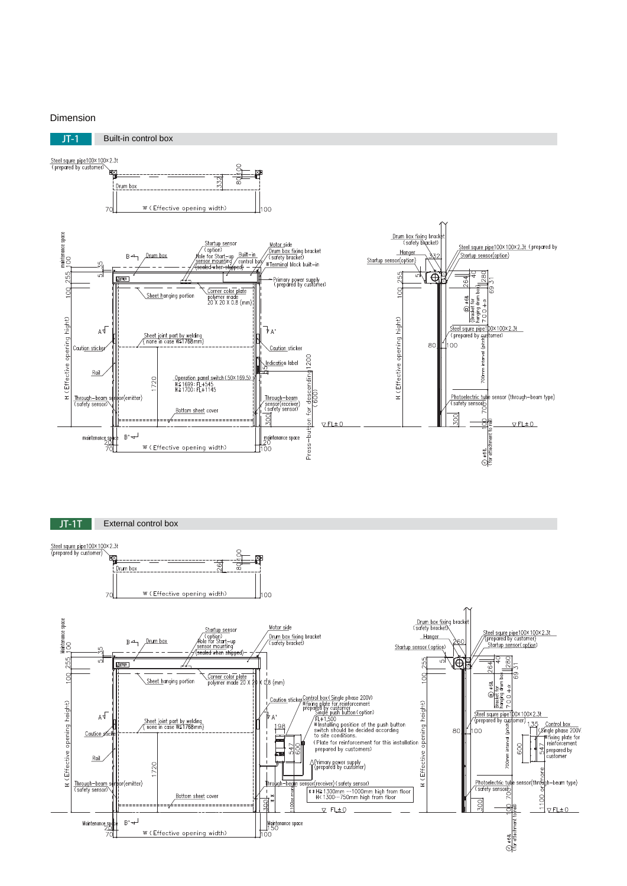# Dimension

## JT-1 Built-in control box

Steel squre pipe100×100×2.3t (prepared by customer)

Drum box

332 | 80 | 100

70 | W (Effective opening width) | 100

Maintenance space 100 | 255 | 100 | 5 | 35

B | Drum box | Startup sensor (option) | Hole for Start-up sensor mounting (sealed when shipped) | Built-in control box | Motor side | Drum box fixing bracket (safety bracket) | ※Terminal block built-in

Primary power supply (prepared by customer)

Sheet hanging portion | Corner color plate polymer made 20 X 20 X 0.8 (mm)

A | A'

Sheet joint part by welding (none in case W≦1768mm)

Caution sticker | Caution sticker | Indication label

Rail | 1720 | Operation panel switch (50×169.5) H≦1699: FL+545 H≧1700: FL+1145

H (Effective opening hight)

Through-beam sensor (emitter) (safety sensor) | Through-beam sensor (receiver) (safety sensor)

Bottom sheet cover | 300 | 1200 (600) Press-button for descending | FL±0

maintenance space 20 | 70 | B' | W (Effective opening width) | maintenance space 20 | 100

Drum box fixing bracket (safety bracket) | Hanger | 332 | Startup sensor (option) | Steel squre pipe100×100×2.3t (prepared by customer) | Startup sensor (option)

100 | 255 | 5 | 264 | 40 | 280 | 69 | 31

① ø6ß (bracket for hanging drum box) 700+α

Steel squre pipe100×100×2.3t (prepared by customer)

80 | 100 | 700mm interval (pitch)

H (Effective opening hight)

Photoelectric tube sensor (through-beam type) (safety sensor) | 70

300 | 100 | FL±0

② ø6ß (for attachment to rail)

## JT-1T External control box

Steel squre pipe100×100×2.3t (prepared by customer)

Drum box

260 | 80 | 100

70 | W (Effective opening width) | 100

Maintenance space 100 | 255 | 100 | 5 | 35

B | Drum box | Startup sensor (option) | Hole for Start-up sensor mounting (sealed when shipped) | Motor side | Drum box fixing bracket (safety bracket)

Sheet hanging portion | Corner color plate polymer made 20 X 20 X 0.8 (mm)

Caution sticker | Control box (Single phase 200V) ※fixing plate for reinforcement prepared by customer | Single push button (option) FL+1,500 ※Installing position of the push button switch should be decided according to site conditions. (Plate for reinforcement for this installation prepared by customers)

A | A' | 198 | 547 | 600

Sheet joint part by welding (none in case W≦1768mm)

Caution sticker | Rail | 1720

H (Effective opening height)

Primary power supply (prepared by customer)

Through-beam sensor (emitter) (safety sensor) | Through-beam sensor (receiver) (safety sensor)

Bottom sheet cover | 300 | 1100 or more | ※※ H≧1300mm ···1000mm high from floor H<1300···750mm high from floor

FL±0

Maintenance space 20 | 70 | B' | W (Effective opening width) | Maintenance space 150 | 100

Drum box fixing bracket (safety bracket) | Hanger | 260 | Startup sensor (option) | Steel squre pipe100×100×2.3t (prepared by customer) | Startup sensor (option)

100 | 255 | 5 | 264 | 40 | 280 | 69 | 31

① ø6ß (bracket for hanging drum box) 700+α

Steel squre pipe100×100×2.3t (prepared by customer) | 135 | Control box (Single phase 200V) ※fixing plate for reinforcement prepared by customer

80 | 100 | 700mm interval (pitch) | 600 | 547

H (Effective opening height)

Photoelectric tube sensor (through-beam type) (safety sensor) | 70 | 1100 or more

300 | 100 | FL±0

② ø6ß (for attachment to rail)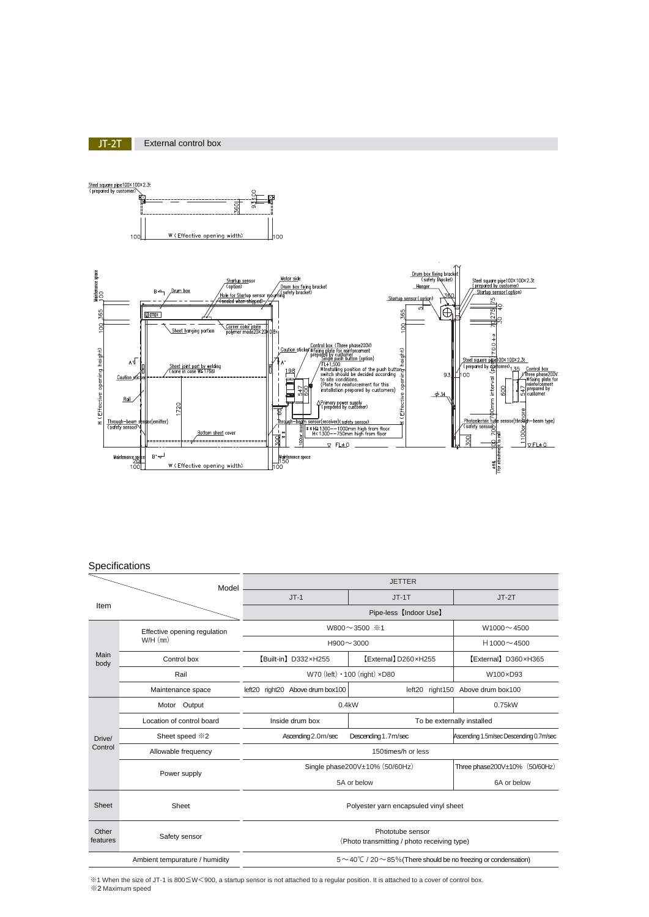## JT-2T External control box

## Specifications

| Item | | JETTER | | |
|---|---|---|---|---|
| | Model | JT-1 | JT-1T | JT-2T |
| | | Pipe-less【Indoor Use】 | | |
| Main body | Effective opening regulation W/H (mm) | W800～3500 ※1 | | W1000～4500 |
| | | H900～3000 | | H 1000～4500 |
| | Control box | 【Built-in】D332×H255 | 【External】D260×H255 | 【External】D360×H365 |
| | Rail | W70 (left)・100 (right) ×D80 | | W100×D93 |
| | Maintenance space | left20 right20 Above drum box100 | left20 right150 Above drum box100 | |
| Drive/ Control | Motor Output | 0.4kW | | 0.75kW |
| | Location of control board | Inside drum box | To be externally installed | |
| | Sheet speed ※2 | Ascending 2.0m/sec | Descending 1.7m/sec | Ascending 1.5m/sec Descending 0.7m/sec |
| | Allowable frequency | 150times/h or less | | |
| | Power supply | Single phase200V±10% (50/60Hz) | | Three phase200V±10% (50/60Hz) |
| | | 5A or below | | 6A or below |
| Sheet | Sheet | Polyester yarn encapsuled vinyl sheet | | |
| Other features | Safety sensor | Phototube sensor (Photo transmitting / photo receiving type) | | |
| Ambient tempurature / humidity | | 5～40℃ / 20～85%(There should be no freezing or condensation) | | |

※1 When the size of JT-1 is 800≦W＜900, a startup sensor is not attached to a regular position. It is attached to a cover of control box.
※2 Maximum speed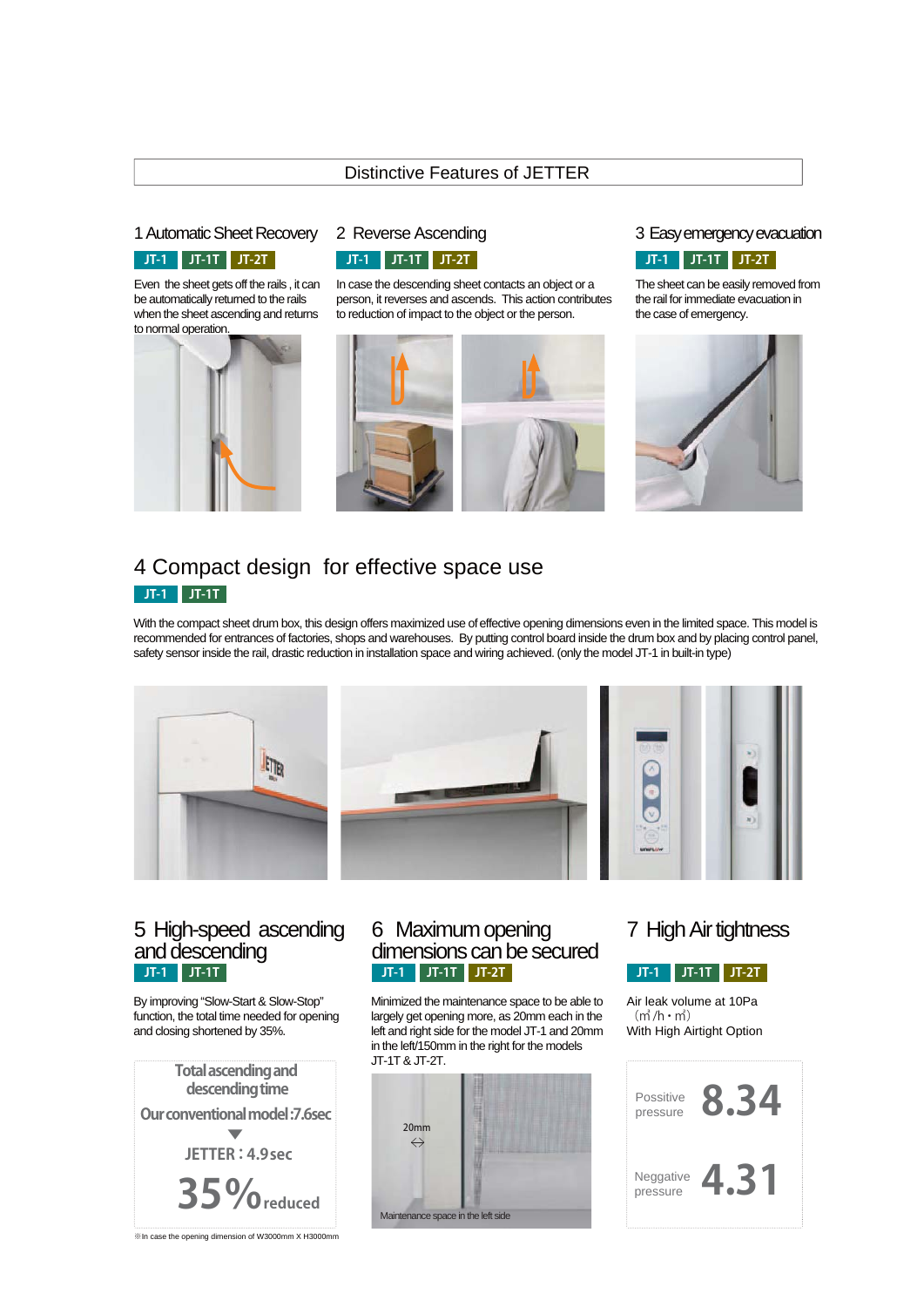# Distinctive Features of JETTER

## 1 Automatic Sheet Recovery

JT-1 JT-1T JT-2T

Even the sheet gets off the rails , it can be automatically returned to the rails when the sheet ascending and returns to normal operation.

## 2 Reverse Ascending

JT-1 JT-1T JT-2T

In case the descending sheet contacts an object or a person, it reverses and ascends. This action contributes to reduction of impact to the object or the person.

## 3 Easy emergency evacuation

JT-1 JT-1T JT-2T

The sheet can be easily removed from the rail for immediate evacuation in the case of emergency.

## 4 Compact design for effective space use

JT-1 JT-1T

With the compact sheet drum box, this design offers maximized use of effective opening dimensions even in the limited space. This model is recommended for entrances of factories, shops and warehouses. By putting control board inside the drum box and by placing control panel, safety sensor inside the rail, drastic reduction in installation space and wiring achieved. (only the model JT-1 in built-in type)

## 5 High-speed ascending and descending

JT-1 JT-1T

By improving "Slow-Start & Slow-Stop" function, the total time needed for opening and closing shortened by 35%.

Total ascending and descending time

Our conventional model : 7.6sec

▼

JETTER : 4.9sec

**35%** reduced

※In case the opening dimension of W3000mm X H3000mm

## 6 Maximum opening dimensions can be secured

JT-1 JT-1T JT-2T

Minimized the maintenance space to be able to largely get opening more, as 20mm each in the left and right side for the model JT-1 and 20mm in the left/150mm in the right for the models JT-1T & JT-2T.

20mm ⇔

Maintenance space in the left side

## 7 High Air tightness

JT-1 JT-1T JT-2T

Air leak volume at 10Pa
(㎥/h・㎡)
With High Airtight Option

| | |
|---|---|
| Possitive pressure | **8.34** |
| Neggative pressure | **4.31** |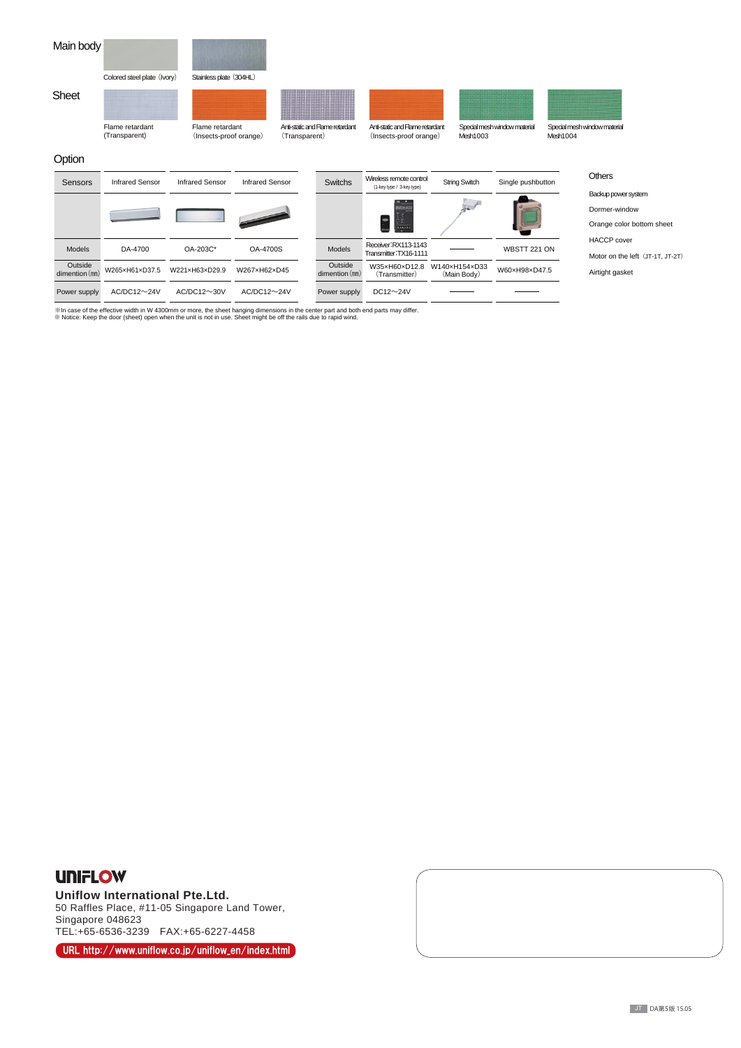## Main body

Colored steel plate（Ivory）

Stainless plate（304HL）

## Sheet

Flame retardant (Transparent)

Flame retardant（Insects-proof orange）

Anti-static and Flame retardant（Transparent）

Anti-static and Flame retardant（Insects-proof orange）

Special mesh window material Mesh1003

Special mesh window material Mesh1004

## Option

| Sensors | Infrared Sensor | Infrared Sensor | Infrared Sensor |
|---|---|---|---|
| Models | DA-4700 | OA-203C* | OA-4700S |
| Outside dimention (㎜) | W265×H61×D37.5 | W221×H63×D29.9 | W267×H62×D45 |
| Power supply | AC/DC12～24V | AC/DC12～30V | AC/DC12～24V |

| Switchs | Wireless remote control (1-key type / 3-key type) | String Switch | Single pushbutton |
|---|---|---|---|
| Models | Receiver:RX113-1143 Transmitter:TX16-1111 | ―― | WBSTT 221 ON |
| Outside dimention (㎜) | W35×H60×D12.8（Transmitter） | W140×H154×D33（Main Body） | W60×H98×D47.5 |
| Power supply | DC12～24V | ―― | ―― |

### Others

- Backup power system
- Dormer-window
- Orange color bottom sheet
- HACCP cover
- Motor on the left（JT-1T, JT-2T）
- Airtight gasket

※In case of the effective width in W 4300mm or more, the sheet hanging dimensions in the center part and both end parts may differ.
※ Notice: Keep the door (sheet) open when the unit is not in use. Sheet might be off the rails due to rapid wind.

UNIFLOW

**Uniflow International Pte.Ltd.**
50 Raffles Place, #11-05 Singapore Land Tower,
Singapore 048623
TEL:+65-6536-3239 FAX:+65-6227-4458

URL http://www.uniflow.co.jp/uniflow_en/index.html

JT DA第5版 15.05